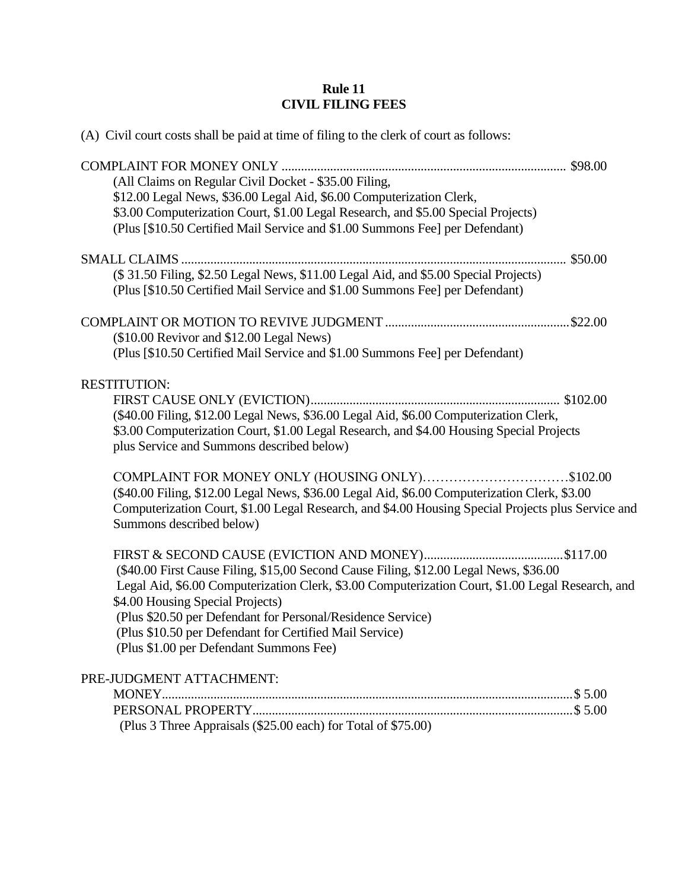# Rule 11
# CIVIL FILING FEES

(A) Civil court costs shall be paid at time of filing to the clerk of court as follows:

COMPLAINT FOR MONEY ONLY ........................................................................................ $98.00

(All Claims on Regular Civil Docket - $35.00 Filing,
$12.00 Legal News, $36.00 Legal Aid, $6.00 Computerization Clerk,
$3.00 Computerization Court, $1.00 Legal Research, and $5.00 Special Projects)
(Plus [$10.50 Certified Mail Service and $1.00 Summons Fee] per Defendant)

SMALL CLAIMS ...................................................................................................................... $50.00

($ 31.50 Filing, $2.50 Legal News, $11.00 Legal Aid, and $5.00 Special Projects)
(Plus [$10.50 Certified Mail Service and $1.00 Summons Fee] per Defendant)

COMPLAINT OR MOTION TO REVIVE JUDGMENT .........................................................$22.00

($10.00 Revivor and $12.00 Legal News)
(Plus [$10.50 Certified Mail Service and $1.00 Summons Fee] per Defendant)

RESTITUTION:

FIRST CAUSE ONLY (EVICTION)............................................................................ $102.00

($40.00 Filing, $12.00 Legal News, $36.00 Legal Aid, $6.00 Computerization Clerk,
$3.00 Computerization Court, $1.00 Legal Research, and $4.00 Housing Special Projects
plus Service and Summons described below)

COMPLAINT FOR MONEY ONLY (HOUSING ONLY)……………………………$102.00

($40.00 Filing, $12.00 Legal News, $36.00 Legal Aid, $6.00 Computerization Clerk, $3.00 Computerization Court, $1.00 Legal Research, and $4.00 Housing Special Projects plus Service and Summons described below)

FIRST & SECOND CAUSE (EVICTION AND MONEY)...........................................$117.00

($40.00 First Cause Filing, $15,00 Second Cause Filing, $12.00 Legal News, $36.00 Legal Aid, $6.00 Computerization Clerk, $3.00 Computerization Court, $1.00 Legal Research, and $4.00 Housing Special Projects)
(Plus $20.50 per Defendant for Personal/Residence Service)
(Plus $10.50 per Defendant for Certified Mail Service)
(Plus $1.00 per Defendant Summons Fee)

PRE-JUDGMENT ATTACHMENT:

MONEY..............................................................................................................................$ 5.00

PERSONAL PROPERTY..................................................................................................$ 5.00

(Plus 3 Three Appraisals ($25.00 each) for Total of $75.00)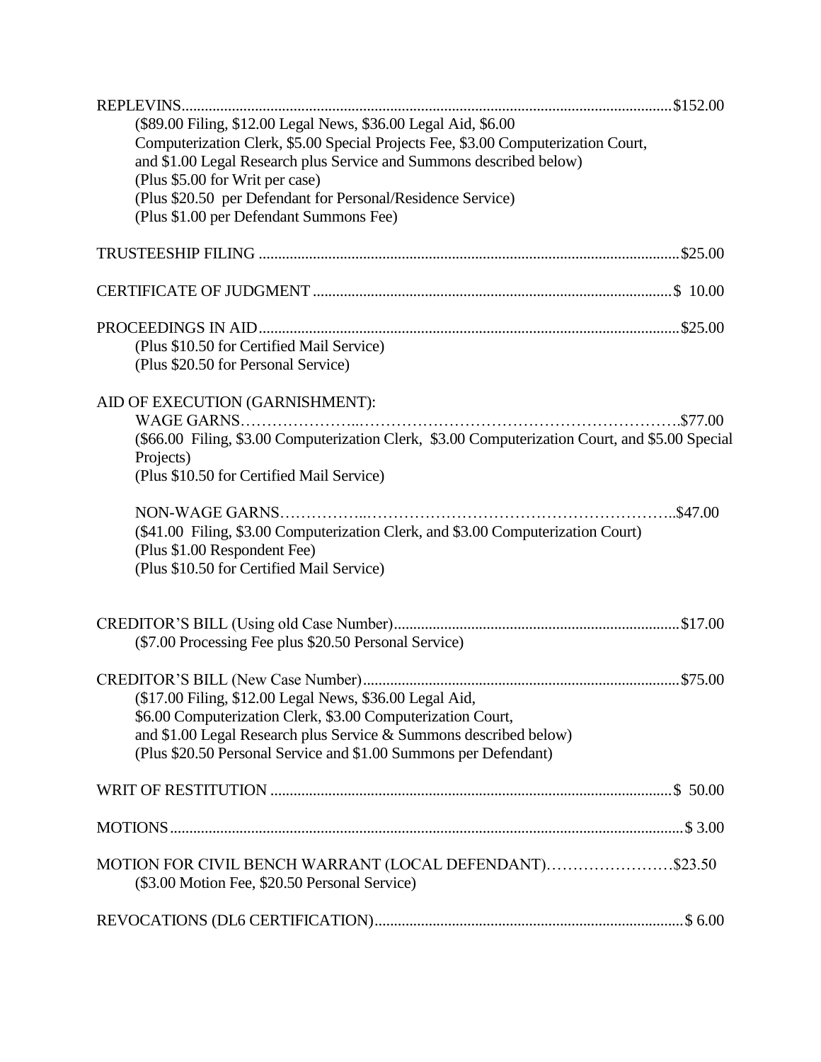REPLEVINS..............................................................................................................................$152.00

(\$89.00 Filing, \$12.00 Legal News, \$36.00 Legal Aid, \$6.00 Computerization Clerk, \$5.00 Special Projects Fee, \$3.00 Computerization Court, and \$1.00 Legal Research plus Service and Summons described below)
(Plus \$5.00 for Writ per case)
(Plus \$20.50 per Defendant for Personal/Residence Service)
(Plus \$1.00 per Defendant Summons Fee)

TRUSTEESHIP FILING ............................................................................................................$25.00

CERTIFICATE OF JUDGMENT ...........................................................................................$ 10.00

PROCEEDINGS IN AID..........................................................................................................$25.00

(Plus \$10.50 for Certified Mail Service)
(Plus \$20.50 for Personal Service)

AID OF EXECUTION (GARNISHMENT):

WAGE GARNS……………………...…………………………………………………….$77.00

(\$66.00 Filing, \$3.00 Computerization Clerk, \$3.00 Computerization Court, and \$5.00 Special Projects)
(Plus \$10.50 for Certified Mail Service)

NON-WAGE GARNS……………...………………………………………………..$47.00

(\$41.00 Filing, \$3.00 Computerization Clerk, and \$3.00 Computerization Court)
(Plus \$1.00 Respondent Fee)
(Plus \$10.50 for Certified Mail Service)

CREDITOR'S BILL (Using old Case Number)........................................................................$17.00

(\$7.00 Processing Fee plus \$20.50 Personal Service)

CREDITOR'S BILL (New Case Number).................................................................................$75.00

(\$17.00 Filing, \$12.00 Legal News, \$36.00 Legal Aid, \$6.00 Computerization Clerk, \$3.00 Computerization Court, and \$1.00 Legal Research plus Service & Summons described below)
(Plus \$20.50 Personal Service and \$1.00 Summons per Defendant)

WRIT OF RESTITUTION ......................................................................................................$ 50.00

MOTIONS..................................................................................................................................$ 3.00

MOTION FOR CIVIL BENCH WARRANT (LOCAL DEFENDANT)……………………$23.50

(\$3.00 Motion Fee, \$20.50 Personal Service)

REVOCATIONS (DL6 CERTIFICATION)..............................................................................$ 6.00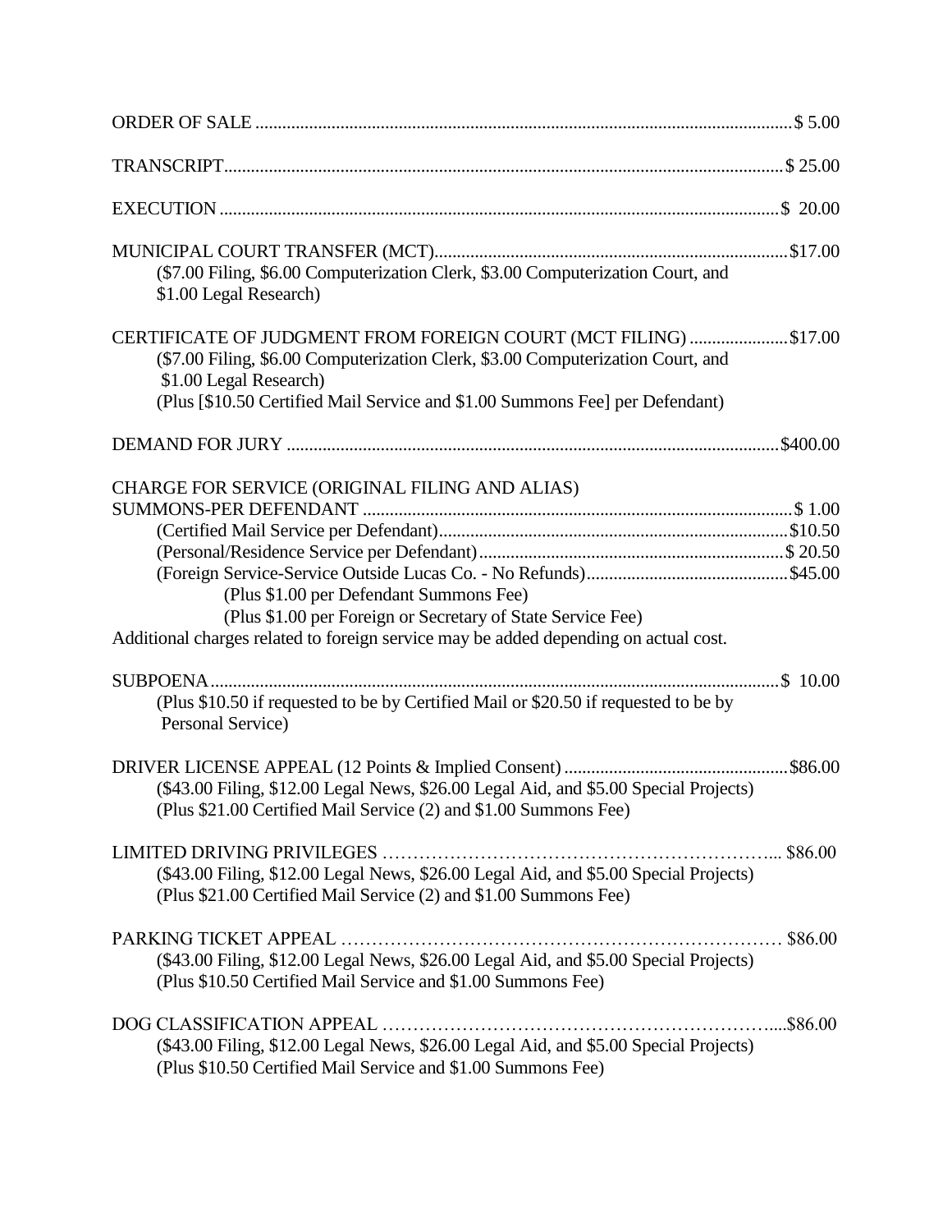ORDER OF SALE ........................................................................................................ $ 5.00

TRANSCRIPT............................................................................................................ $ 25.00

EXECUTION ............................................................................................................ $ 20.00

MUNICIPAL COURT TRANSFER (MCT)............................................................................. $17.00
($7.00 Filing, $6.00 Computerization Clerk, $3.00 Computerization Court, and $1.00 Legal Research)

CERTIFICATE OF JUDGMENT FROM FOREIGN COURT (MCT FILING) ..................... $17.00
($7.00 Filing, $6.00 Computerization Clerk, $3.00 Computerization Court, and $1.00 Legal Research)
(Plus [$10.50 Certified Mail Service and $1.00 Summons Fee] per Defendant)

DEMAND FOR JURY ............................................................................................... $400.00

CHARGE FOR SERVICE (ORIGINAL FILING AND ALIAS)
SUMMONS-PER DEFENDANT ............................................................................... $ 1.00
(Certified Mail Service per Defendant)............................................................................. $10.50
(Personal/Residence Service per Defendant).................................................................... $ 20.50
(Foreign Service-Service Outside Lucas Co. - No Refunds)............................................. $45.00
(Plus $1.00 per Defendant Summons Fee)
(Plus $1.00 per Foreign or Secretary of State Service Fee)
Additional charges related to foreign service may be added depending on actual cost.

SUBPOENA............................................................................................................. $ 10.00
(Plus $10.50 if requested to be by Certified Mail or $20.50 if requested to be by Personal Service)

DRIVER LICENSE APPEAL (12 Points & Implied Consent) ................................................. $86.00
($43.00 Filing, $12.00 Legal News, $26.00 Legal Aid, and $5.00 Special Projects)
(Plus $21.00 Certified Mail Service (2) and $1.00 Summons Fee)

LIMITED DRIVING PRIVILEGES ……………………………………………………... $86.00
($43.00 Filing, $12.00 Legal News, $26.00 Legal Aid, and $5.00 Special Projects)
(Plus $21.00 Certified Mail Service (2) and $1.00 Summons Fee)

PARKING TICKET APPEAL ……………………………………………………………… $86.00
($43.00 Filing, $12.00 Legal News, $26.00 Legal Aid, and $5.00 Special Projects)
(Plus $10.50 Certified Mail Service and $1.00 Summons Fee)

DOG CLASSIFICATION APPEAL …………………………………………………….....$86.00
($43.00 Filing, $12.00 Legal News, $26.00 Legal Aid, and $5.00 Special Projects)
(Plus $10.50 Certified Mail Service and $1.00 Summons Fee)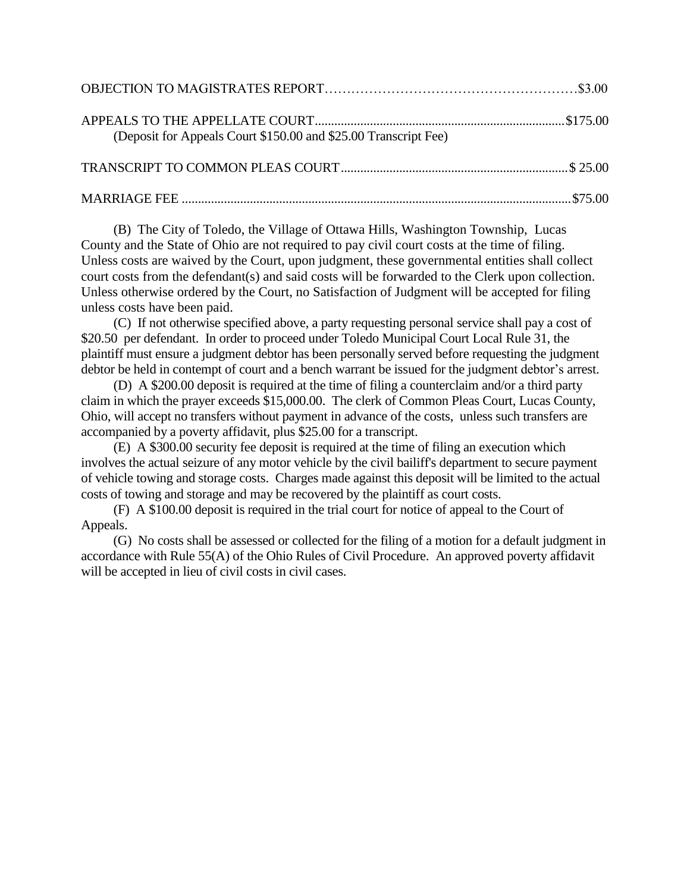OBJECTION TO MAGISTRATES REPORT……………………………………………………$3.00

APPEALS TO THE APPELLATE COURT............................................................................$175.00
(Deposit for Appeals Court $150.00 and $25.00 Transcript Fee)

TRANSCRIPT TO COMMON PLEAS COURT....................................................................$ 25.00

MARRIAGE FEE .......................................................................................................................$75.00

(B) The City of Toledo, the Village of Ottawa Hills, Washington Township, Lucas County and the State of Ohio are not required to pay civil court costs at the time of filing. Unless costs are waived by the Court, upon judgment, these governmental entities shall collect court costs from the defendant(s) and said costs will be forwarded to the Clerk upon collection. Unless otherwise ordered by the Court, no Satisfaction of Judgment will be accepted for filing unless costs have been paid.

(C) If not otherwise specified above, a party requesting personal service shall pay a cost of $20.50 per defendant. In order to proceed under Toledo Municipal Court Local Rule 31, the plaintiff must ensure a judgment debtor has been personally served before requesting the judgment debtor be held in contempt of court and a bench warrant be issued for the judgment debtor's arrest.

(D) A $200.00 deposit is required at the time of filing a counterclaim and/or a third party claim in which the prayer exceeds $15,000.00. The clerk of Common Pleas Court, Lucas County, Ohio, will accept no transfers without payment in advance of the costs, unless such transfers are accompanied by a poverty affidavit, plus $25.00 for a transcript.

(E) A $300.00 security fee deposit is required at the time of filing an execution which involves the actual seizure of any motor vehicle by the civil bailiff's department to secure payment of vehicle towing and storage costs. Charges made against this deposit will be limited to the actual costs of towing and storage and may be recovered by the plaintiff as court costs.

(F) A $100.00 deposit is required in the trial court for notice of appeal to the Court of Appeals.

(G) No costs shall be assessed or collected for the filing of a motion for a default judgment in accordance with Rule 55(A) of the Ohio Rules of Civil Procedure. An approved poverty affidavit will be accepted in lieu of civil costs in civil cases.